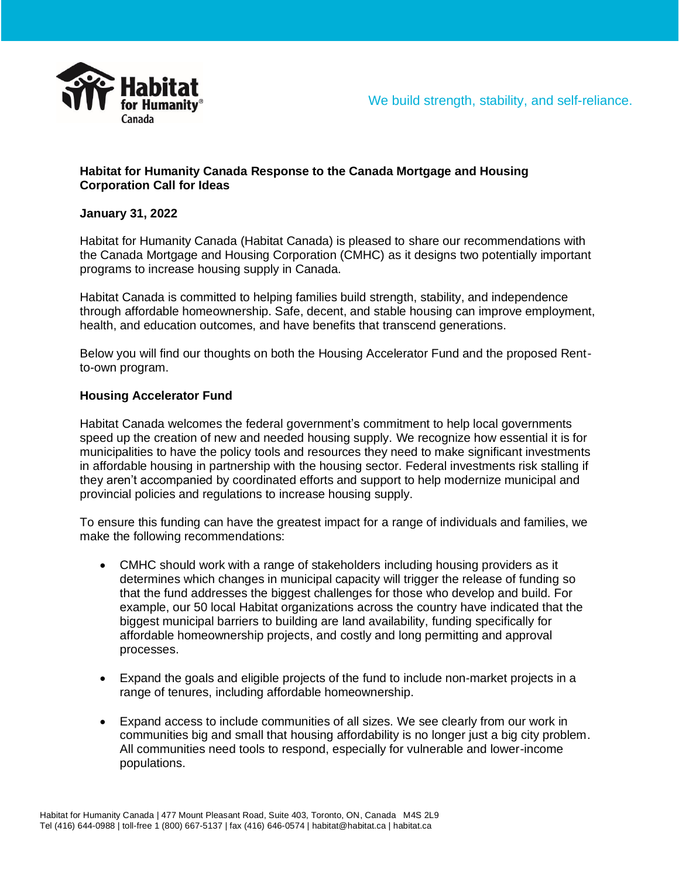We build strength, stability, and self-reliance.

**Habitat for Humanity Canada Response to the Canada Mortgage and Housing Corporation Call for Ideas**

**January 31, 2022**

Habitat for Humanity Canada (Habitat Canada) is pleased to share our recommendations with the Canada Mortgage and Housing Corporation (CMHC) as it designs two potentially important programs to increase housing supply in Canada.

Habitat Canada is committed to helping families build strength, stability, and independence through affordable homeownership. Safe, decent, and stable housing can improve employment, health, and education outcomes, and have benefits that transcend generations.

Below you will find our thoughts on both the Housing Accelerator Fund and the proposed Rent-to-own program.

**Housing Accelerator Fund**

Habitat Canada welcomes the federal government's commitment to help local governments speed up the creation of new and needed housing supply. We recognize how essential it is for municipalities to have the policy tools and resources they need to make significant investments in affordable housing in partnership with the housing sector. Federal investments risk stalling if they aren't accompanied by coordinated efforts and support to help modernize municipal and provincial policies and regulations to increase housing supply.

To ensure this funding can have the greatest impact for a range of individuals and families, we make the following recommendations:

- CMHC should work with a range of stakeholders including housing providers as it determines which changes in municipal capacity will trigger the release of funding so that the fund addresses the biggest challenges for those who develop and build. For example, our 50 local Habitat organizations across the country have indicated that the biggest municipal barriers to building are land availability, funding specifically for affordable homeownership projects, and costly and long permitting and approval processes.

- Expand the goals and eligible projects of the fund to include non-market projects in a range of tenures, including affordable homeownership.

- Expand access to include communities of all sizes. We see clearly from our work in communities big and small that housing affordability is no longer just a big city problem. All communities need tools to respond, especially for vulnerable and lower-income populations.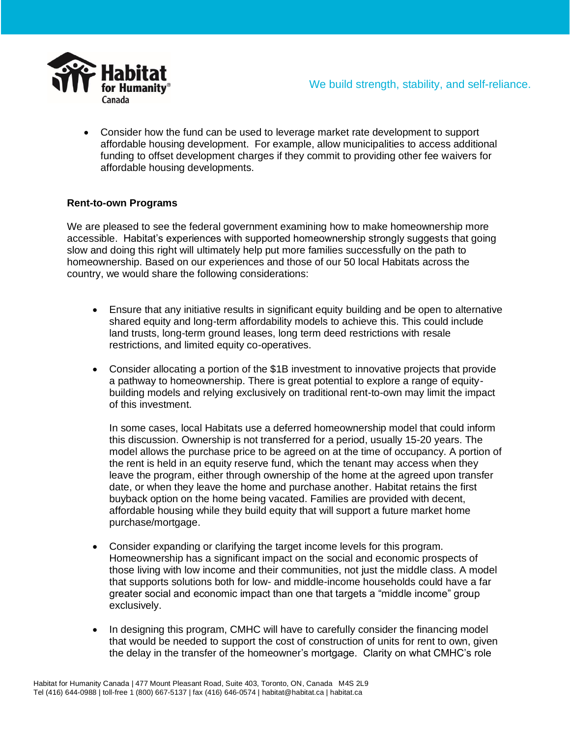- Consider how the fund can be used to leverage market rate development to support affordable housing development. For example, allow municipalities to access additional funding to offset development charges if they commit to providing other fee waivers for affordable housing developments.

**Rent-to-own Programs**

We are pleased to see the federal government examining how to make homeownership more accessible. Habitat's experiences with supported homeownership strongly suggests that going slow and doing this right will ultimately help put more families successfully on the path to homeownership. Based on our experiences and those of our 50 local Habitats across the country, we would share the following considerations:

- Ensure that any initiative results in significant equity building and be open to alternative shared equity and long-term affordability models to achieve this. This could include land trusts, long-term ground leases, long term deed restrictions with resale restrictions, and limited equity co-operatives.

- Consider allocating a portion of the $1B investment to innovative projects that provide a pathway to homeownership. There is great potential to explore a range of equity-building models and relying exclusively on traditional rent-to-own may limit the impact of this investment.

  In some cases, local Habitats use a deferred homeownership model that could inform this discussion. Ownership is not transferred for a period, usually 15-20 years. The model allows the purchase price to be agreed on at the time of occupancy. A portion of the rent is held in an equity reserve fund, which the tenant may access when they leave the program, either through ownership of the home at the agreed upon transfer date, or when they leave the home and purchase another. Habitat retains the first buyback option on the home being vacated. Families are provided with decent, affordable housing while they build equity that will support a future market home purchase/mortgage.

- Consider expanding or clarifying the target income levels for this program. Homeownership has a significant impact on the social and economic prospects of those living with low income and their communities, not just the middle class. A model that supports solutions both for low- and middle-income households could have a far greater social and economic impact than one that targets a "middle income" group exclusively.

- In designing this program, CMHC will have to carefully consider the financing model that would be needed to support the cost of construction of units for rent to own, given the delay in the transfer of the homeowner's mortgage. Clarity on what CMHC's role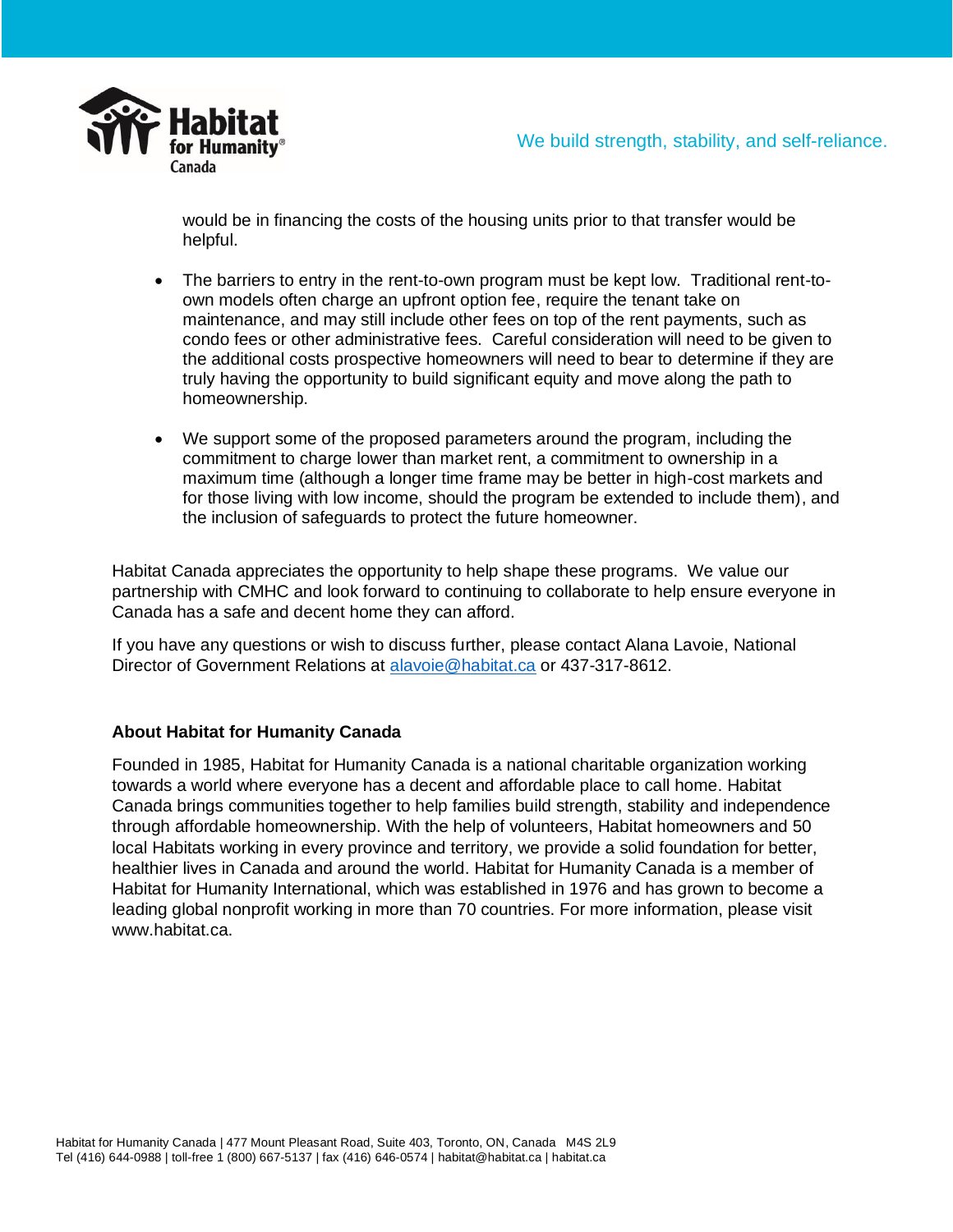would be in financing the costs of the housing units prior to that transfer would be helpful.

- The barriers to entry in the rent-to-own program must be kept low. Traditional rent-to-own models often charge an upfront option fee, require the tenant take on maintenance, and may still include other fees on top of the rent payments, such as condo fees or other administrative fees. Careful consideration will need to be given to the additional costs prospective homeowners will need to bear to determine if they are truly having the opportunity to build significant equity and move along the path to homeownership.

- We support some of the proposed parameters around the program, including the commitment to charge lower than market rent, a commitment to ownership in a maximum time (although a longer time frame may be better in high-cost markets and for those living with low income, should the program be extended to include them), and the inclusion of safeguards to protect the future homeowner.

Habitat Canada appreciates the opportunity to help shape these programs. We value our partnership with CMHC and look forward to continuing to collaborate to help ensure everyone in Canada has a safe and decent home they can afford.

If you have any questions or wish to discuss further, please contact Alana Lavoie, National Director of Government Relations at alavoie@habitat.ca or 437-317-8612.

**About Habitat for Humanity Canada**

Founded in 1985, Habitat for Humanity Canada is a national charitable organization working towards a world where everyone has a decent and affordable place to call home. Habitat Canada brings communities together to help families build strength, stability and independence through affordable homeownership. With the help of volunteers, Habitat homeowners and 50 local Habitats working in every province and territory, we provide a solid foundation for better, healthier lives in Canada and around the world. Habitat for Humanity Canada is a member of Habitat for Humanity International, which was established in 1976 and has grown to become a leading global nonprofit working in more than 70 countries. For more information, please visit www.habitat.ca.